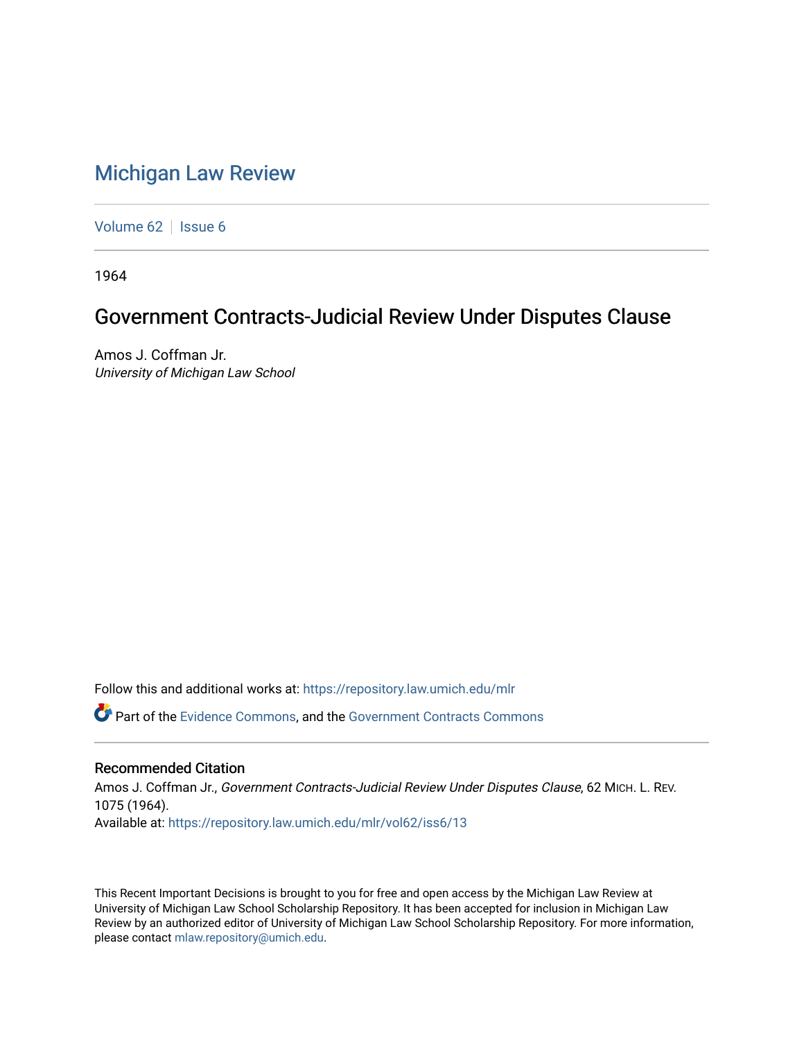# Michigan Law Review

Volume 62 | Issue 6

1964

## Government Contracts-Judicial Review Under Disputes Clause

Amos J. Coffman Jr.
*University of Michigan Law School*

Follow this and additional works at: https://repository.law.umich.edu/mlr

Part of the Evidence Commons, and the Government Contracts Commons

### Recommended Citation

Amos J. Coffman Jr., *Government Contracts-Judicial Review Under Disputes Clause*, 62 MICH. L. REV. 1075 (1964).
Available at: https://repository.law.umich.edu/mlr/vol62/iss6/13

This Recent Important Decisions is brought to you for free and open access by the Michigan Law Review at University of Michigan Law School Scholarship Repository. It has been accepted for inclusion in Michigan Law Review by an authorized editor of University of Michigan Law School Scholarship Repository. For more information, please contact mlaw.repository@umich.edu.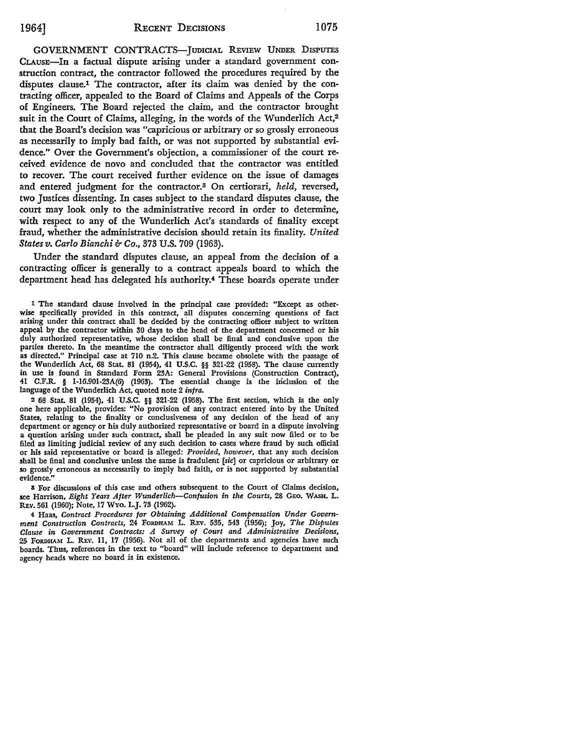GOVERNMENT CONTRACTS—JUDICIAL REVIEW UNDER DISPUTES CLAUSE—In a factual dispute arising under a standard government construction contract, the contractor followed the procedures required by the disputes clause.[1] The contractor, after its claim was denied by the contracting officer, appealed to the Board of Claims and Appeals of the Corps of Engineers. The Board rejected the claim, and the contractor brought suit in the Court of Claims, alleging, in the words of the Wunderlich Act,[2] that the Board's decision was "capricious or arbitrary or so grossly erroneous as necessarily to imply bad faith, or was not supported by substantial evidence." Over the Government's objection, a commissioner of the court received evidence de novo and concluded that the contractor was entitled to recover. The court received further evidence on the issue of damages and entered judgment for the contractor.[3] On certiorari, *held*, reversed, two Justices dissenting. In cases subject to the standard disputes clause, the court may look only to the administrative record in order to determine, with respect to any of the Wunderlich Act's standards of finality except fraud, whether the administrative decision should retain its finality. *United States v. Carlo Bianchi & Co.*, 373 U.S. 709 (1963).

Under the standard disputes clause, an appeal from the decision of a contracting officer is generally to a contract appeals board to which the department head has delegated his authority.[4] These boards operate under

---

[1] The standard clause involved in the principal case provided: "Except as otherwise specifically provided in this contract, all disputes concerning questions of fact arising under this contract shall be decided by the contracting officer subject to written appeal by the contractor within 30 days to the head of the department concerned or his duly authorized representative, whose decision shall be final and conclusive upon the parties thereto. In the meantime the contractor shall diligently proceed with the work as directed." Principal case at 710 n.2. This clause became obsolete with the passage of the Wunderlich Act, 68 Stat. 81 (1954), 41 U.S.C. §§ 321-22 (1958). The clause currently in use is found in Standard Form 23A: General Provisions (Construction Contract), 41 C.F.R. § 1-16.901-23A(6) (1963). The essential change is the inclusion of the language of the Wunderlich Act, quoted note 2 *infra*.

[2] 68 Stat. 81 (1954), 41 U.S.C. §§ 321-22 (1958). The first section, which is the only one here applicable, provides: "No provision of any contract entered into by the United States, relating to the finality or conclusiveness of any decision of the head of any department or agency or his duly authorized representative or board in a dispute involving a question arising under such contract, shall be pleaded in any suit now filed or to be filed as limiting judicial review of any such decision to cases where fraud by such official or his said representative or board is alleged: *Provided, however*, that any such decision shall be final and conclusive unless the same is fradulent [*sic*] or capricious or arbitrary or so grossly erroneous as necessarily to imply bad faith, or is not supported by substantial evidence."

[3] For discussions of this case and others subsequent to the Court of Claims decision, see Harrison, *Eight Years After Wunderlich—Confusion in the Courts*, 28 GEO. WASH. L. REV. 561 (1960); Note, 17 WYO. L.J. 73 (1962).

[4] Haas, *Contract Procedures for Obtaining Additional Compensation Under Government Construction Contracts*, 24 FORDHAM L. REV. 535, 543 (1956); Joy, *The Disputes Clause in Government Contracts: A Survey of Court and Administrative Decisions*, 25 FORDHAM L. REV. 11, 17 (1956). Not all of the departments and agencies have such boards. Thus, references in the text to "board" will include reference to department and agency heads where no board is in existence.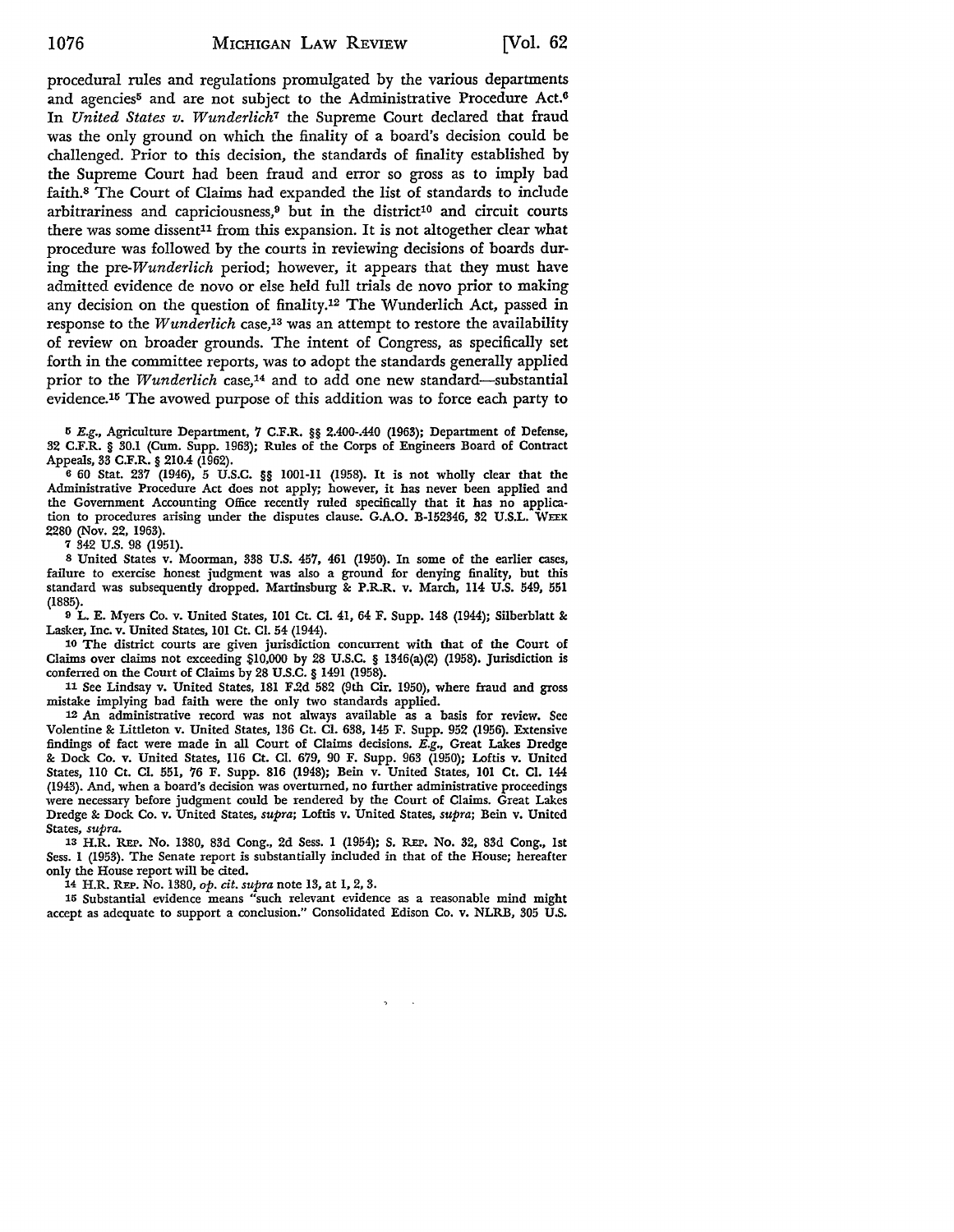procedural rules and regulations promulgated by the various departments and agencies[5] and are not subject to the Administrative Procedure Act.[6] In *United States v. Wunderlich*[7] the Supreme Court declared that fraud was the only ground on which the finality of a board's decision could be challenged. Prior to this decision, the standards of finality established by the Supreme Court had been fraud and error so gross as to imply bad faith.[8] The Court of Claims had expanded the list of standards to include arbitrariness and capriciousness,[9] but in the district[10] and circuit courts there was some dissent[11] from this expansion. It is not altogether clear what procedure was followed by the courts in reviewing decisions of boards during the pre-*Wunderlich* period; however, it appears that they must have admitted evidence de novo or else held full trials de novo prior to making any decision on the question of finality.[12] The Wunderlich Act, passed in response to the *Wunderlich* case,[13] was an attempt to restore the availability of review on broader grounds. The intent of Congress, as specifically set forth in the committee reports, was to adopt the standards generally applied prior to the *Wunderlich* case,[14] and to add one new standard—substantial evidence.[15] The avowed purpose of this addition was to force each party to

---

5 *E.g.*, Agriculture Department, 7 C.F.R. §§ 2.400-.440 (1963); Department of Defense, 32 C.F.R. § 30.1 (Cum. Supp. 1963); Rules of the Corps of Engineers Board of Contract Appeals, 33 C.F.R. § 210.4 (1962).

6 60 Stat. 237 (1946), 5 U.S.C. §§ 1001-11 (1958). It is not wholly clear that the Administrative Procedure Act does not apply; however, it has never been applied and the Government Accounting Office recently ruled specifically that it has no application to procedures arising under the disputes clause. G.A.O. B-152346, 32 U.S.L. WEEK 2280 (Nov. 22, 1963).

7 342 U.S. 98 (1951).

8 United States v. Moorman, 338 U.S. 457, 461 (1950). In some of the earlier cases, failure to exercise honest judgment was also a ground for denying finality, but this standard was subsequently dropped. Martinsburg & P.R.R. v. March, 114 U.S. 549, 551 (1885).

9 L. E. Myers Co. v. United States, 101 Ct. Cl. 41, 64 F. Supp. 148 (1944); Silberblatt & Lasker, Inc. v. United States, 101 Ct. Cl. 54 (1944).

10 The district courts are given jurisdiction concurrent with that of the Court of Claims over claims not exceeding $10,000 by 28 U.S.C. § 1346(a)(2) (1958). Jurisdiction is conferred on the Court of Claims by 28 U.S.C. § 1491 (1958).

11 See Lindsay v. United States, 181 F.2d 582 (9th Cir. 1950), where fraud and gross mistake implying bad faith were the only two standards applied.

12 An administrative record was not always available as a basis for review. See Volentine & Littleton v. United States, 136 Ct. Cl. 638, 145 F. Supp. 952 (1956). Extensive findings of fact were made in all Court of Claims decisions. *E.g.*, Great Lakes Dredge & Dock Co. v. United States, 116 Ct. Cl. 679, 90 F. Supp. 963 (1950); Loftis v. United States, 110 Ct. Cl. 551, 76 F. Supp. 816 (1948); Bein v. United States, 101 Ct. Cl. 144 (1943). And, when a board's decision was overturned, no further administrative proceedings were necessary before judgment could be rendered by the Court of Claims. Great Lakes Dredge & Dock Co. v. United States, *supra*; Loftis v. United States, *supra*; Bein v. United States, *supra*.

13 H.R. REP. No. 1380, 83d Cong., 2d Sess. 1 (1954); S. REP. No. 32, 83d Cong., 1st Sess. 1 (1953). The Senate report is substantially included in that of the House; hereafter only the House report will be cited.

14 H.R. REP. No. 1380, *op. cit. supra* note 13, at 1, 2, 3.

15 Substantial evidence means "such relevant evidence as a reasonable mind might accept as adequate to support a conclusion." Consolidated Edison Co. v. NLRB, 305 U.S.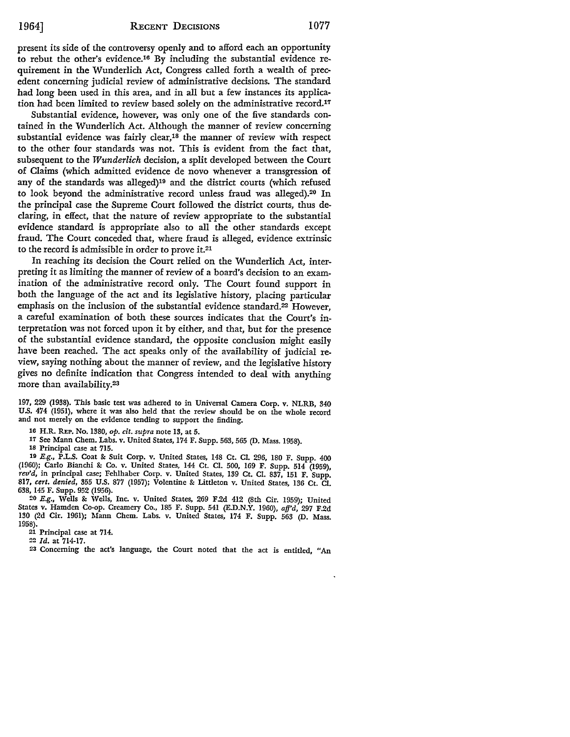present its side of the controversy openly and to afford each an opportunity to rebut the other's evidence.[16] By including the substantial evidence requirement in the Wunderlich Act, Congress called forth a wealth of precedent concerning judicial review of administrative decisions. The standard had long been used in this area, and in all but a few instances its application had been limited to review based solely on the administrative record.[17]

Substantial evidence, however, was only one of the five standards contained in the Wunderlich Act. Although the manner of review concerning substantial evidence was fairly clear,[18] the manner of review with respect to the other four standards was not. This is evident from the fact that, subsequent to the *Wunderlich* decision, a split developed between the Court of Claims (which admitted evidence de novo whenever a transgression of any of the standards was alleged)[19] and the district courts (which refused to look beyond the administrative record unless fraud was alleged).[20] In the principal case the Supreme Court followed the district courts, thus declaring, in effect, that the nature of review appropriate to the substantial evidence standard is appropriate also to all the other standards except fraud. The Court conceded that, where fraud is alleged, evidence extrinsic to the record is admissible in order to prove it.[21]

In reaching its decision the Court relied on the Wunderlich Act, interpreting it as limiting the manner of review of a board's decision to an examination of the administrative record only. The Court found support in both the language of the act and its legislative history, placing particular emphasis on the inclusion of the substantial evidence standard.[22] However, a careful examination of both these sources indicates that the Court's interpretation was not forced upon it by either, and that, but for the presence of the substantial evidence standard, the opposite conclusion might easily have been reached. The act speaks only of the availability of judicial review, saying nothing about the manner of review, and the legislative history gives no definite indication that Congress intended to deal with anything more than availability.[23]

197, 229 (1938). This basic test was adhered to in Universal Camera Corp. v. NLRB, 340 U.S. 474 (1951), where it was also held that the review should be on the whole record and not merely on the evidence tending to support the finding.

16 H.R. Rep. No. 1380, *op. cit. supra* note 13, at 5.

17 See Mann Chem. Labs. v. United States, 174 F. Supp. 563, 565 (D. Mass. 1958).

18 Principal case at 715.

19 *E.g.*, P.L.S. Coat & Suit Corp. v. United States, 148 Ct. Cl. 296, 180 F. Supp. 400 (1960); Carlo Bianchi & Co. v. United States, 144 Ct. Cl. 500, 169 F. Supp. 514 (1959), *rev'd*, in principal case; Fehlhaber Corp. v. United States, 139 Ct. Cl. 837, 151 F. Supp. 817, *cert. denied*, 355 U.S. 877 (1957); Volentine & Littleton v. United States, 136 Ct. Cl. 638, 145 F. Supp. 952 (1956).

20 *E.g.*, Wells & Wells, Inc. v. United States, 269 F.2d 412 (8th Cir. 1959); United States v. Hamden Co-op. Creamery Co., 185 F. Supp. 541 (E.D.N.Y. 1960), *aff'd*, 297 F.2d 130 (2d Cir. 1961); Mann Chem. Labs. v. United States, 174 F. Supp. 563 (D. Mass. 1958).

21 Principal case at 714.

22 *Id.* at 714-17.

23 Concerning the act's language, the Court noted that the act is entitled, "An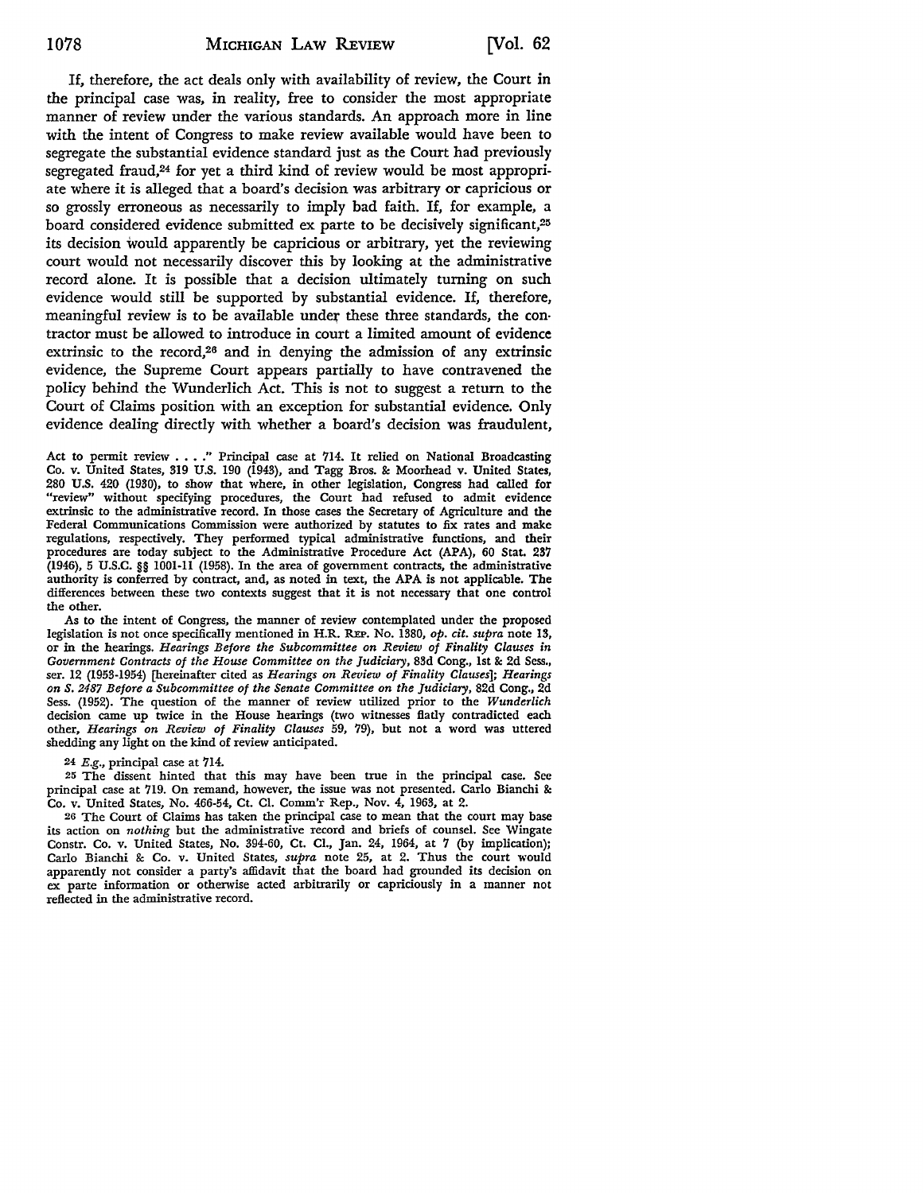If, therefore, the act deals only with availability of review, the Court in the principal case was, in reality, free to consider the most appropriate manner of review under the various standards. An approach more in line with the intent of Congress to make review available would have been to segregate the substantial evidence standard just as the Court had previously segregated fraud,[24] for yet a third kind of review would be most appropriate where it is alleged that a board's decision was arbitrary or capricious or so grossly erroneous as necessarily to imply bad faith. If, for example, a board considered evidence submitted ex parte to be decisively significant,[25] its decision would apparently be capricious or arbitrary, yet the reviewing court would not necessarily discover this by looking at the administrative record alone. It is possible that a decision ultimately turning on such evidence would still be supported by substantial evidence. If, therefore, meaningful review is to be available under these three standards, the contractor must be allowed to introduce in court a limited amount of evidence extrinsic to the record,[26] and in denying the admission of any extrinsic evidence, the Supreme Court appears partially to have contravened the policy behind the Wunderlich Act. This is not to suggest a return to the Court of Claims position with an exception for substantial evidence. Only evidence dealing directly with whether a board's decision was fraudulent,

---

Act to permit review . . . ." Principal case at 714. It relied on National Broadcasting Co. v. United States, 319 U.S. 190 (1943), and Tagg Bros. & Moorhead v. United States, 280 U.S. 420 (1930), to show that where, in other legislation, Congress had called for "review" without specifying procedures, the Court had refused to admit evidence extrinsic to the administrative record. In those cases the Secretary of Agriculture and the Federal Communications Commission were authorized by statutes to fix rates and make regulations, respectively. They performed typical administrative functions, and their procedures are today subject to the Administrative Procedure Act (APA), 60 Stat. 237 (1946), 5 U.S.C. §§ 1001-11 (1958). In the area of government contracts, the administrative authority is conferred by contract, and, as noted in text, the APA is not applicable. The differences between these two contexts suggest that it is not necessary that one control the other.

As to the intent of Congress, the manner of review contemplated under the proposed legislation is not once specifically mentioned in H.R. REP. No. 1380, *op. cit. supra* note 13, or in the hearings. *Hearings Before the Subcommittee on Review of Finality Clauses in Government Contracts of the House Committee on the Judiciary*, 83d Cong., 1st & 2d Sess., ser. 12 (1953-1954) [hereinafter cited as *Hearings on Review of Finality Clauses*]; *Hearings on S. 2487 Before a Subcommittee of the Senate Committee on the Judiciary*, 82d Cong., 2d Sess. (1952). The question of the manner of review utilized prior to the *Wunderlich* decision came up twice in the House hearings (two witnesses flatly contradicted each other, *Hearings on Review of Finality Clauses* 59, 79), but not a word was uttered shedding any light on the kind of review anticipated.

[24] *E.g.*, principal case at 714.

[25] The dissent hinted that this may have been true in the principal case. See principal case at 719. On remand, however, the issue was not presented. Carlo Bianchi & Co. v. United States, No. 466-54, Ct. Cl. Comm'r Rep., Nov. 4, 1963, at 2.

[26] The Court of Claims has taken the principal case to mean that the court may base its action on *nothing* but the administrative record and briefs of counsel. See Wingate Constr. Co. v. United States, No. 394-60, Ct. Cl., Jan. 24, 1964, at 7 (by implication); Carlo Bianchi & Co. v. United States, *supra* note 25, at 2. Thus the court would apparently not consider a party's affidavit that the board had grounded its decision on ex parte information or otherwise acted arbitrarily or capriciously in a manner not reflected in the administrative record.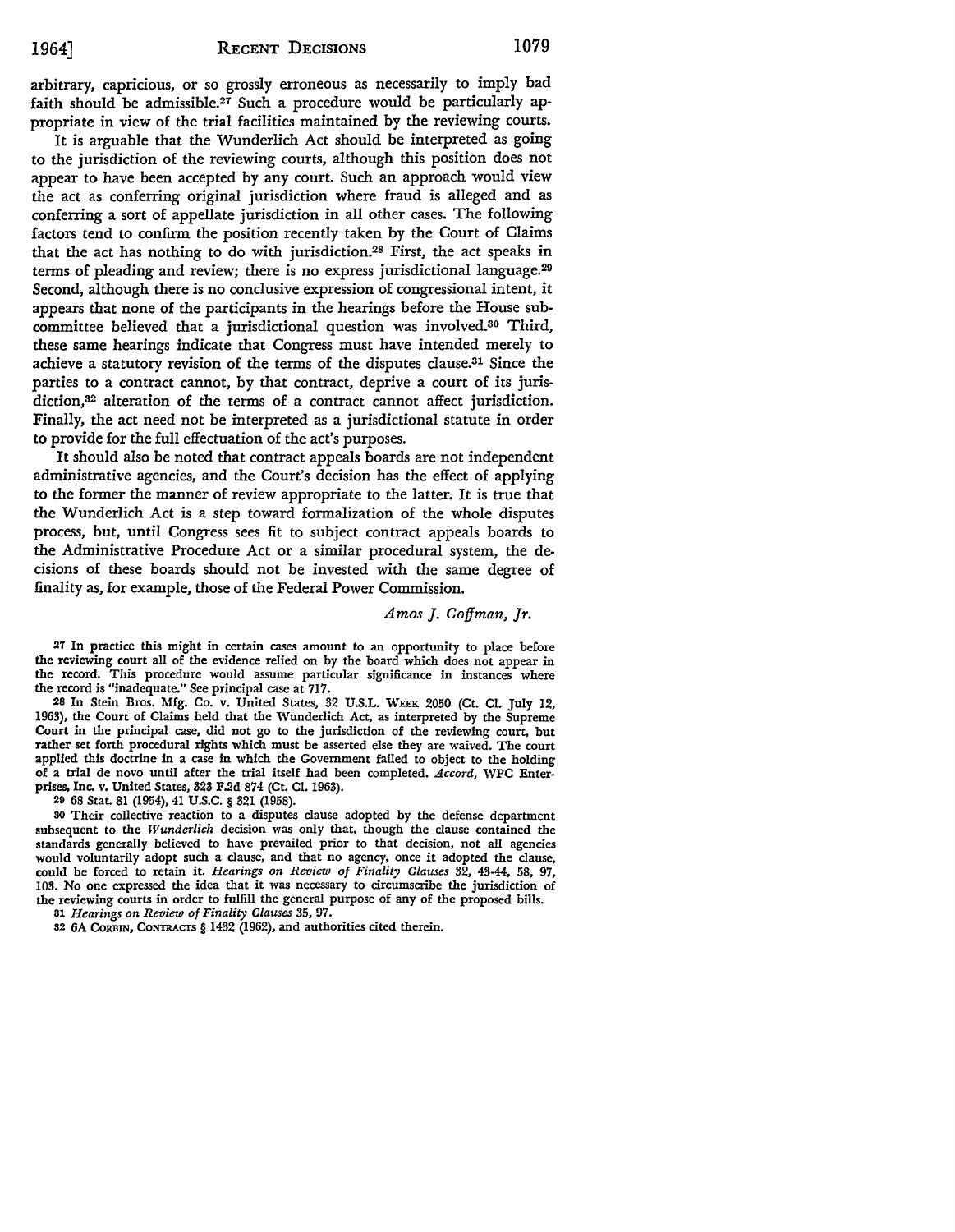arbitrary, capricious, or so grossly erroneous as necessarily to imply bad faith should be admissible.[27] Such a procedure would be particularly appropriate in view of the trial facilities maintained by the reviewing courts.

It is arguable that the Wunderlich Act should be interpreted as going to the jurisdiction of the reviewing courts, although this position does not appear to have been accepted by any court. Such an approach would view the act as conferring original jurisdiction where fraud is alleged and as conferring a sort of appellate jurisdiction in all other cases. The following factors tend to confirm the position recently taken by the Court of Claims that the act has nothing to do with jurisdiction.[28] First, the act speaks in terms of pleading and review; there is no express jurisdictional language.[29] Second, although there is no conclusive expression of congressional intent, it appears that none of the participants in the hearings before the House subcommittee believed that a jurisdictional question was involved.[30] Third, these same hearings indicate that Congress must have intended merely to achieve a statutory revision of the terms of the disputes clause.[31] Since the parties to a contract cannot, by that contract, deprive a court of its jurisdiction,[32] alteration of the terms of a contract cannot affect jurisdiction. Finally, the act need not be interpreted as a jurisdictional statute in order to provide for the full effectuation of the act's purposes.

It should also be noted that contract appeals boards are not independent administrative agencies, and the Court's decision has the effect of applying to the former the manner of review appropriate to the latter. It is true that the Wunderlich Act is a step toward formalization of the whole disputes process, but, until Congress sees fit to subject contract appeals boards to the Administrative Procedure Act or a similar procedural system, the decisions of these boards should not be invested with the same degree of finality as, for example, those of the Federal Power Commission.

*Amos J. Coffman, Jr.*

---

[27] In practice this might in certain cases amount to an opportunity to place before the reviewing court all of the evidence relied on by the board which does not appear in the record. This procedure would assume particular significance in instances where the record is "inadequate." See principal case at 717.

[28] In Stein Bros. Mfg. Co. v. United States, 32 U.S.L. WEEK 2050 (Ct. Cl. July 12, 1963), the Court of Claims held that the Wunderlich Act, as interpreted by the Supreme Court in the principal case, did not go to the jurisdiction of the reviewing court, but rather set forth procedural rights which must be asserted else they are waived. The court applied this doctrine in a case in which the Government failed to object to the holding of a trial de novo until after the trial itself had been completed. *Accord*, WPC Enterprises, Inc. v. United States, 323 F.2d 874 (Ct. Cl. 1963).

[29] 68 Stat. 81 (1954), 41 U.S.C. § 321 (1958).

[30] Their collective reaction to a disputes clause adopted by the defense department subsequent to the *Wunderlich* decision was only that, though the clause contained the standards generally believed to have prevailed prior to that decision, not all agencies would voluntarily adopt such a clause, and that no agency, once it adopted the clause, could be forced to retain it. *Hearings on Review of Finality Clauses* 32, 43-44, 58, 97, 103. No one expressed the idea that it was necessary to circumscribe the jurisdiction of the reviewing courts in order to fulfill the general purpose of any of the proposed bills.

[31] *Hearings on Review of Finality Clauses* 35, 97.

[32] 6A CORBIN, CONTRACTS § 1432 (1962), and authorities cited therein.